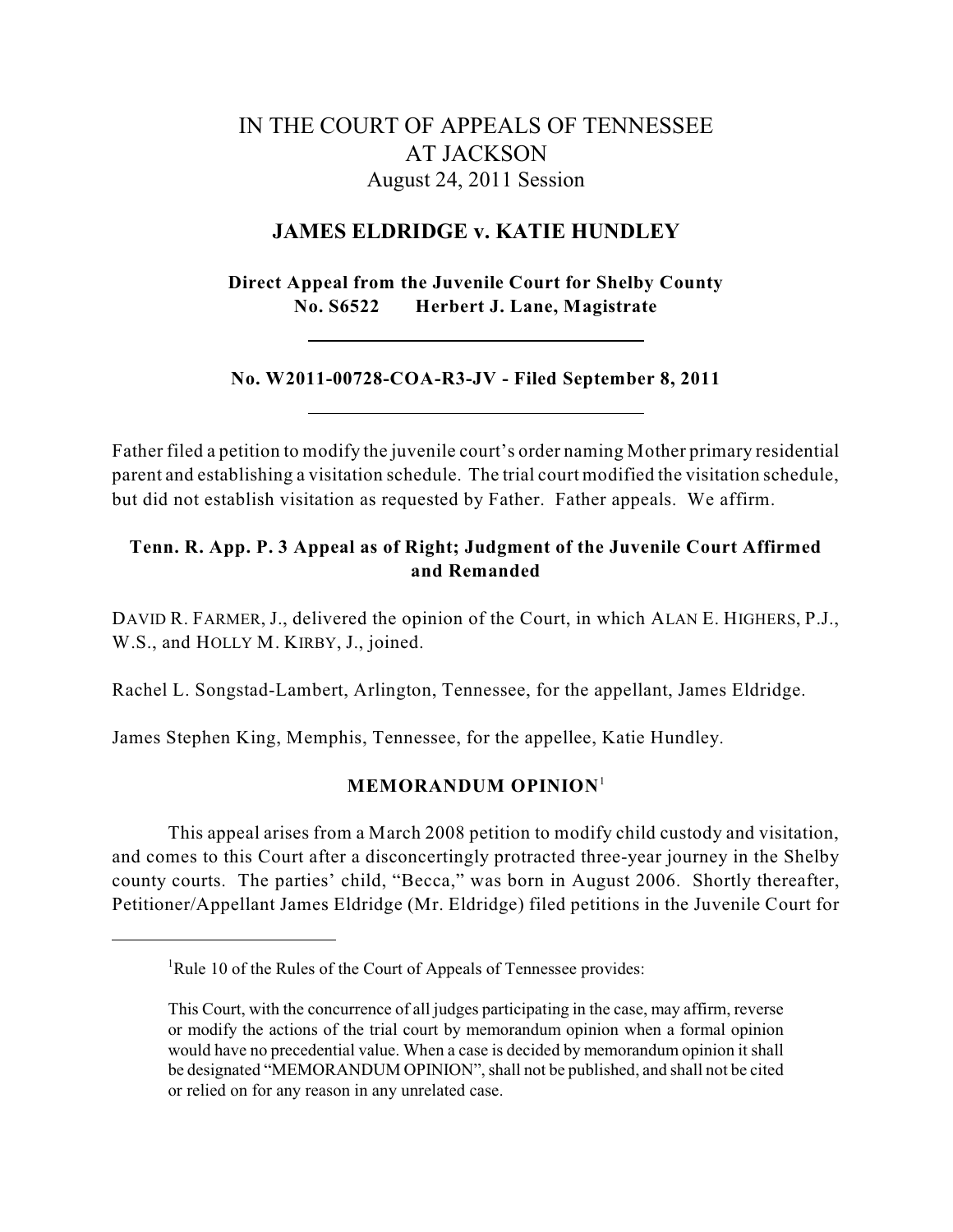# IN THE COURT OF APPEALS OF TENNESSEE AT JACKSON

August 24, 2011 Session

## JAMES ELDRIDGE v. KATIE HUNDLEY

**Direct Appeal from the Juvenile Court for Shelby County**
**No. S6522 Herbert J. Lane, Magistrate**

---

**No. W2011-00728-COA-R3-JV - Filed September 8, 2011**

---

Father filed a petition to modify the juvenile court's order naming Mother primary residential parent and establishing a visitation schedule. The trial court modified the visitation schedule, but did not establish visitation as requested by Father. Father appeals. We affirm.

**Tenn. R. App. P. 3 Appeal as of Right; Judgment of the Juvenile Court Affirmed and Remanded**

DAVID R. FARMER, J., delivered the opinion of the Court, in which ALAN E. HIGHERS, P.J., W.S., and HOLLY M. KIRBY, J., joined.

Rachel L. Songstad-Lambert, Arlington, Tennessee, for the appellant, James Eldridge.

James Stephen King, Memphis, Tennessee, for the appellee, Katie Hundley.

### MEMORANDUM OPINION[1]

This appeal arises from a March 2008 petition to modify child custody and visitation, and comes to this Court after a disconcertingly protracted three-year journey in the Shelby county courts. The parties' child, "Becca," was born in August 2006. Shortly thereafter, Petitioner/Appellant James Eldridge (Mr. Eldridge) filed petitions in the Juvenile Court for

---

[1]Rule 10 of the Rules of the Court of Appeals of Tennessee provides:

This Court, with the concurrence of all judges participating in the case, may affirm, reverse or modify the actions of the trial court by memorandum opinion when a formal opinion would have no precedential value. When a case is decided by memorandum opinion it shall be designated "MEMORANDUM OPINION", shall not be published, and shall not be cited or relied on for any reason in any unrelated case.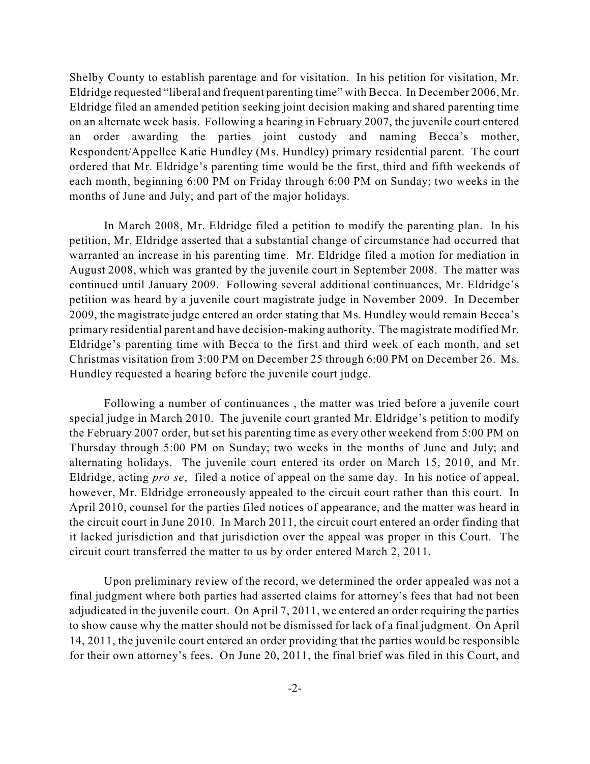Shelby County to establish parentage and for visitation. In his petition for visitation, Mr. Eldridge requested "liberal and frequent parenting time" with Becca. In December 2006, Mr. Eldridge filed an amended petition seeking joint decision making and shared parenting time on an alternate week basis. Following a hearing in February 2007, the juvenile court entered an order awarding the parties joint custody and naming Becca's mother, Respondent/Appellee Katie Hundley (Ms. Hundley) primary residential parent. The court ordered that Mr. Eldridge's parenting time would be the first, third and fifth weekends of each month, beginning 6:00 PM on Friday through 6:00 PM on Sunday; two weeks in the months of June and July; and part of the major holidays.

In March 2008, Mr. Eldridge filed a petition to modify the parenting plan. In his petition, Mr. Eldridge asserted that a substantial change of circumstance had occurred that warranted an increase in his parenting time. Mr. Eldridge filed a motion for mediation in August 2008, which was granted by the juvenile court in September 2008. The matter was continued until January 2009. Following several additional continuances, Mr. Eldridge's petition was heard by a juvenile court magistrate judge in November 2009. In December 2009, the magistrate judge entered an order stating that Ms. Hundley would remain Becca's primary residential parent and have decision-making authority. The magistrate modified Mr. Eldridge's parenting time with Becca to the first and third week of each month, and set Christmas visitation from 3:00 PM on December 25 through 6:00 PM on December 26. Ms. Hundley requested a hearing before the juvenile court judge.

Following a number of continuances , the matter was tried before a juvenile court special judge in March 2010. The juvenile court granted Mr. Eldridge's petition to modify the February 2007 order, but set his parenting time as every other weekend from 5:00 PM on Thursday through 5:00 PM on Sunday; two weeks in the months of June and July; and alternating holidays. The juvenile court entered its order on March 15, 2010, and Mr. Eldridge, acting *pro se*, filed a notice of appeal on the same day. In his notice of appeal, however, Mr. Eldridge erroneously appealed to the circuit court rather than this court. In April 2010, counsel for the parties filed notices of appearance, and the matter was heard in the circuit court in June 2010. In March 2011, the circuit court entered an order finding that it lacked jurisdiction and that jurisdiction over the appeal was proper in this Court. The circuit court transferred the matter to us by order entered March 2, 2011.

Upon preliminary review of the record, we determined the order appealed was not a final judgment where both parties had asserted claims for attorney's fees that had not been adjudicated in the juvenile court. On April 7, 2011, we entered an order requiring the parties to show cause why the matter should not be dismissed for lack of a final judgment. On April 14, 2011, the juvenile court entered an order providing that the parties would be responsible for their own attorney's fees. On June 20, 2011, the final brief was filed in this Court, and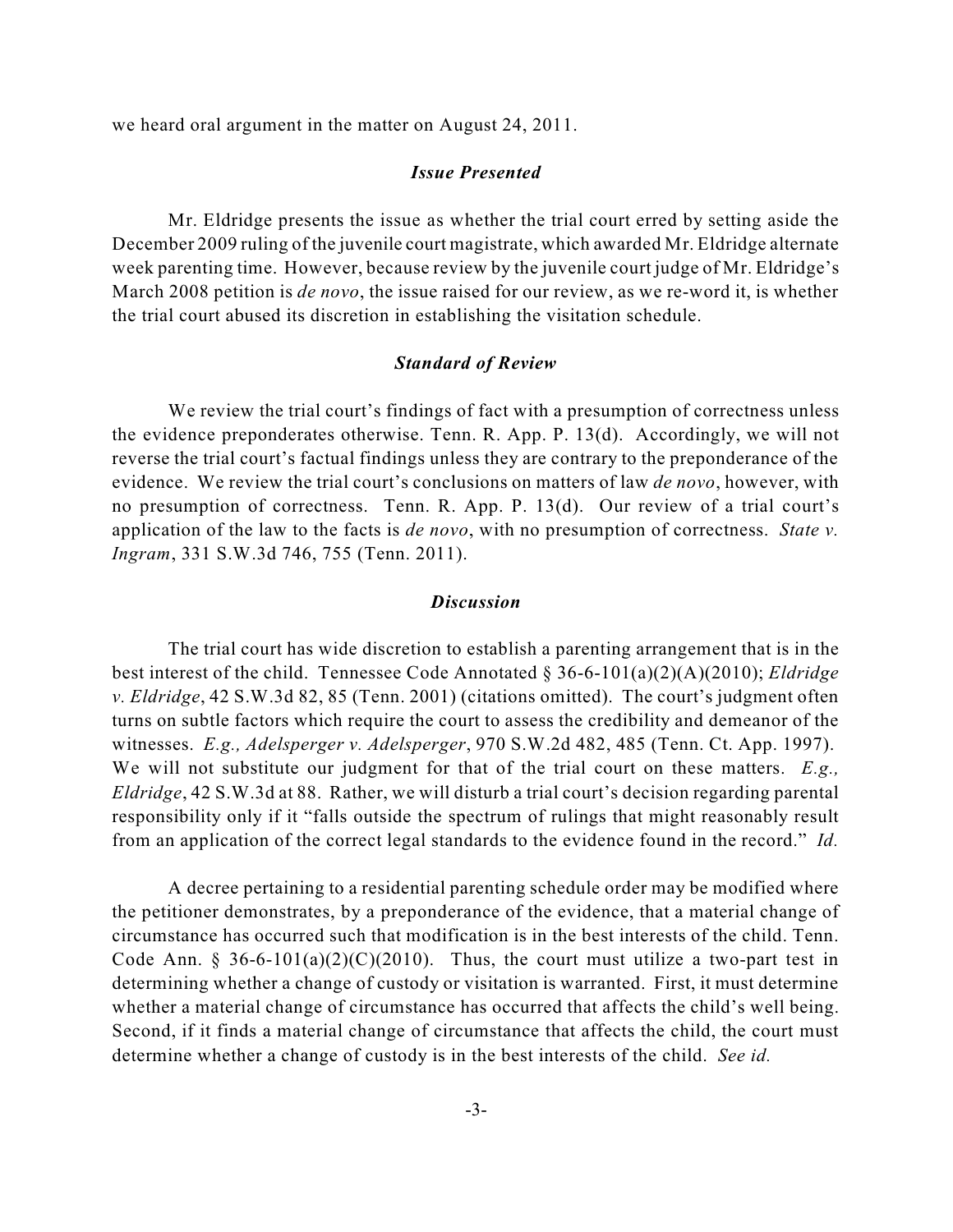we heard oral argument in the matter on August 24, 2011.

### *Issue Presented*

Mr. Eldridge presents the issue as whether the trial court erred by setting aside the December 2009 ruling of the juvenile court magistrate, which awarded Mr. Eldridge alternate week parenting time. However, because review by the juvenile court judge of Mr. Eldridge's March 2008 petition is *de novo*, the issue raised for our review, as we re-word it, is whether the trial court abused its discretion in establishing the visitation schedule.

### *Standard of Review*

We review the trial court's findings of fact with a presumption of correctness unless the evidence preponderates otherwise. Tenn. R. App. P. 13(d). Accordingly, we will not reverse the trial court's factual findings unless they are contrary to the preponderance of the evidence. We review the trial court's conclusions on matters of law *de novo*, however, with no presumption of correctness. Tenn. R. App. P. 13(d). Our review of a trial court's application of the law to the facts is *de novo*, with no presumption of correctness. *State v. Ingram*, 331 S.W.3d 746, 755 (Tenn. 2011).

### *Discussion*

The trial court has wide discretion to establish a parenting arrangement that is in the best interest of the child. Tennessee Code Annotated § 36-6-101(a)(2)(A)(2010); *Eldridge v. Eldridge*, 42 S.W.3d 82, 85 (Tenn. 2001) (citations omitted). The court's judgment often turns on subtle factors which require the court to assess the credibility and demeanor of the witnesses. *E.g., Adelsperger v. Adelsperger*, 970 S.W.2d 482, 485 (Tenn. Ct. App. 1997). We will not substitute our judgment for that of the trial court on these matters. *E.g., Eldridge*, 42 S.W.3d at 88. Rather, we will disturb a trial court's decision regarding parental responsibility only if it "falls outside the spectrum of rulings that might reasonably result from an application of the correct legal standards to the evidence found in the record." *Id.*

A decree pertaining to a residential parenting schedule order may be modified where the petitioner demonstrates, by a preponderance of the evidence, that a material change of circumstance has occurred such that modification is in the best interests of the child. Tenn. Code Ann. § 36-6-101(a)(2)(C)(2010). Thus, the court must utilize a two-part test in determining whether a change of custody or visitation is warranted. First, it must determine whether a material change of circumstance has occurred that affects the child's well being. Second, if it finds a material change of circumstance that affects the child, the court must determine whether a change of custody is in the best interests of the child. *See id.*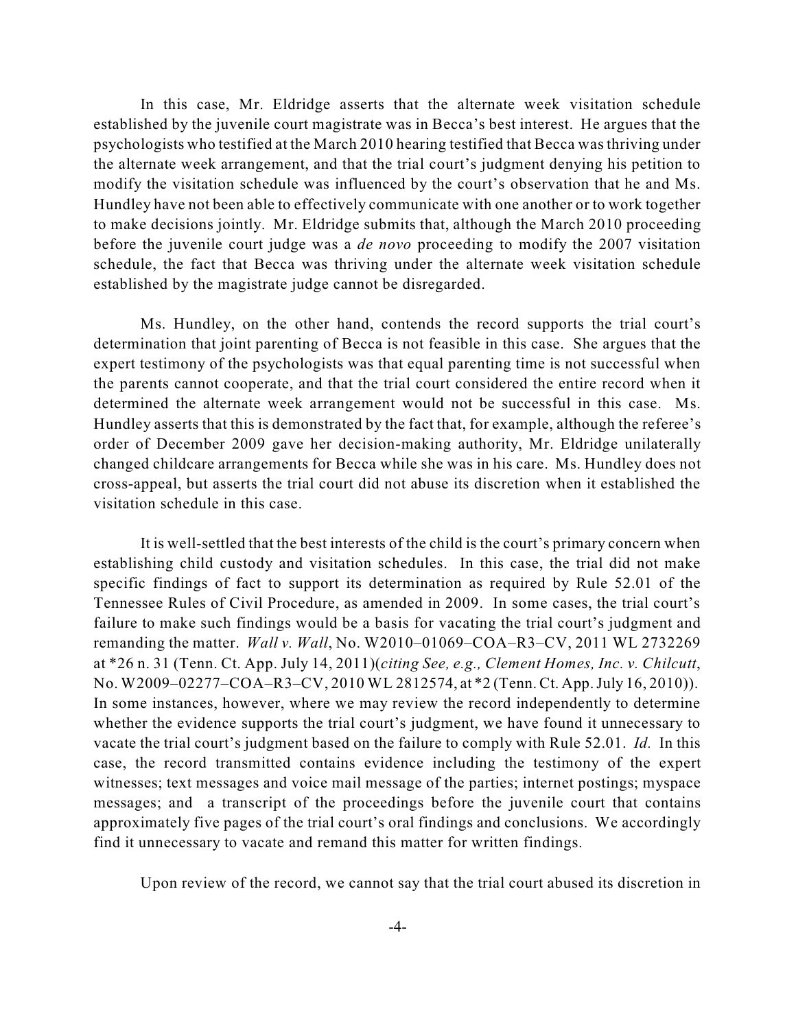In this case, Mr. Eldridge asserts that the alternate week visitation schedule established by the juvenile court magistrate was in Becca's best interest. He argues that the psychologists who testified at the March 2010 hearing testified that Becca was thriving under the alternate week arrangement, and that the trial court's judgment denying his petition to modify the visitation schedule was influenced by the court's observation that he and Ms. Hundley have not been able to effectively communicate with one another or to work together to make decisions jointly. Mr. Eldridge submits that, although the March 2010 proceeding before the juvenile court judge was a *de novo* proceeding to modify the 2007 visitation schedule, the fact that Becca was thriving under the alternate week visitation schedule established by the magistrate judge cannot be disregarded.

Ms. Hundley, on the other hand, contends the record supports the trial court's determination that joint parenting of Becca is not feasible in this case. She argues that the expert testimony of the psychologists was that equal parenting time is not successful when the parents cannot cooperate, and that the trial court considered the entire record when it determined the alternate week arrangement would not be successful in this case. Ms. Hundley asserts that this is demonstrated by the fact that, for example, although the referee's order of December 2009 gave her decision-making authority, Mr. Eldridge unilaterally changed childcare arrangements for Becca while she was in his care. Ms. Hundley does not cross-appeal, but asserts the trial court did not abuse its discretion when it established the visitation schedule in this case.

It is well-settled that the best interests of the child is the court's primary concern when establishing child custody and visitation schedules. In this case, the trial did not make specific findings of fact to support its determination as required by Rule 52.01 of the Tennessee Rules of Civil Procedure, as amended in 2009. In some cases, the trial court's failure to make such findings would be a basis for vacating the trial court's judgment and remanding the matter. *Wall v. Wall*, No. W2010–01069–COA–R3–CV, 2011 WL 2732269 at *26 n. 31 (Tenn. Ct. App. July 14, 2011)(*citing See, e.g., Clement Homes, Inc. v. Chilcutt*, No. W2009–02277–COA–R3–CV, 2010 WL 2812574, at *2 (Tenn. Ct. App. July 16, 2010)). In some instances, however, where we may review the record independently to determine whether the evidence supports the trial court's judgment, we have found it unnecessary to vacate the trial court's judgment based on the failure to comply with Rule 52.01. *Id.* In this case, the record transmitted contains evidence including the testimony of the expert witnesses; text messages and voice mail message of the parties; internet postings; myspace messages; and a transcript of the proceedings before the juvenile court that contains approximately five pages of the trial court's oral findings and conclusions. We accordingly find it unnecessary to vacate and remand this matter for written findings.

Upon review of the record, we cannot say that the trial court abused its discretion in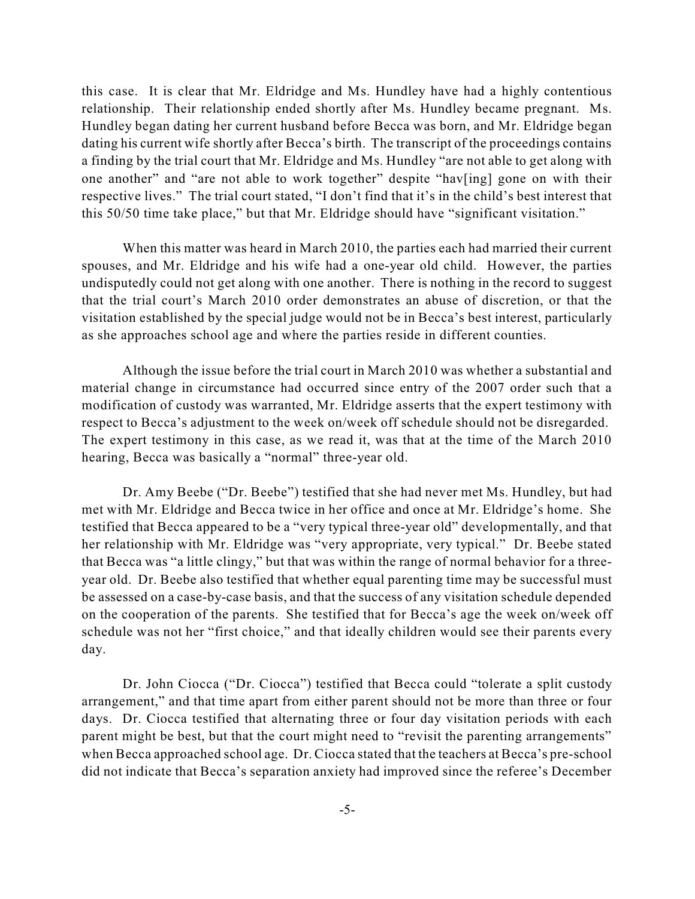this case. It is clear that Mr. Eldridge and Ms. Hundley have had a highly contentious relationship. Their relationship ended shortly after Ms. Hundley became pregnant. Ms. Hundley began dating her current husband before Becca was born, and Mr. Eldridge began dating his current wife shortly after Becca's birth. The transcript of the proceedings contains a finding by the trial court that Mr. Eldridge and Ms. Hundley "are not able to get along with one another" and "are not able to work together" despite "hav[ing] gone on with their respective lives." The trial court stated, "I don't find that it's in the child's best interest that this 50/50 time take place," but that Mr. Eldridge should have "significant visitation."

When this matter was heard in March 2010, the parties each had married their current spouses, and Mr. Eldridge and his wife had a one-year old child. However, the parties undisputedly could not get along with one another. There is nothing in the record to suggest that the trial court's March 2010 order demonstrates an abuse of discretion, or that the visitation established by the special judge would not be in Becca's best interest, particularly as she approaches school age and where the parties reside in different counties.

Although the issue before the trial court in March 2010 was whether a substantial and material change in circumstance had occurred since entry of the 2007 order such that a modification of custody was warranted, Mr. Eldridge asserts that the expert testimony with respect to Becca's adjustment to the week on/week off schedule should not be disregarded. The expert testimony in this case, as we read it, was that at the time of the March 2010 hearing, Becca was basically a "normal" three-year old.

Dr. Amy Beebe ("Dr. Beebe") testified that she had never met Ms. Hundley, but had met with Mr. Eldridge and Becca twice in her office and once at Mr. Eldridge's home. She testified that Becca appeared to be a "very typical three-year old" developmentally, and that her relationship with Mr. Eldridge was "very appropriate, very typical." Dr. Beebe stated that Becca was "a little clingy," but that was within the range of normal behavior for a three-year old. Dr. Beebe also testified that whether equal parenting time may be successful must be assessed on a case-by-case basis, and that the success of any visitation schedule depended on the cooperation of the parents. She testified that for Becca's age the week on/week off schedule was not her "first choice," and that ideally children would see their parents every day.

Dr. John Ciocca ("Dr. Ciocca") testified that Becca could "tolerate a split custody arrangement," and that time apart from either parent should not be more than three or four days. Dr. Ciocca testified that alternating three or four day visitation periods with each parent might be best, but that the court might need to "revisit the parenting arrangements" when Becca approached school age. Dr. Ciocca stated that the teachers at Becca's pre-school did not indicate that Becca's separation anxiety had improved since the referee's December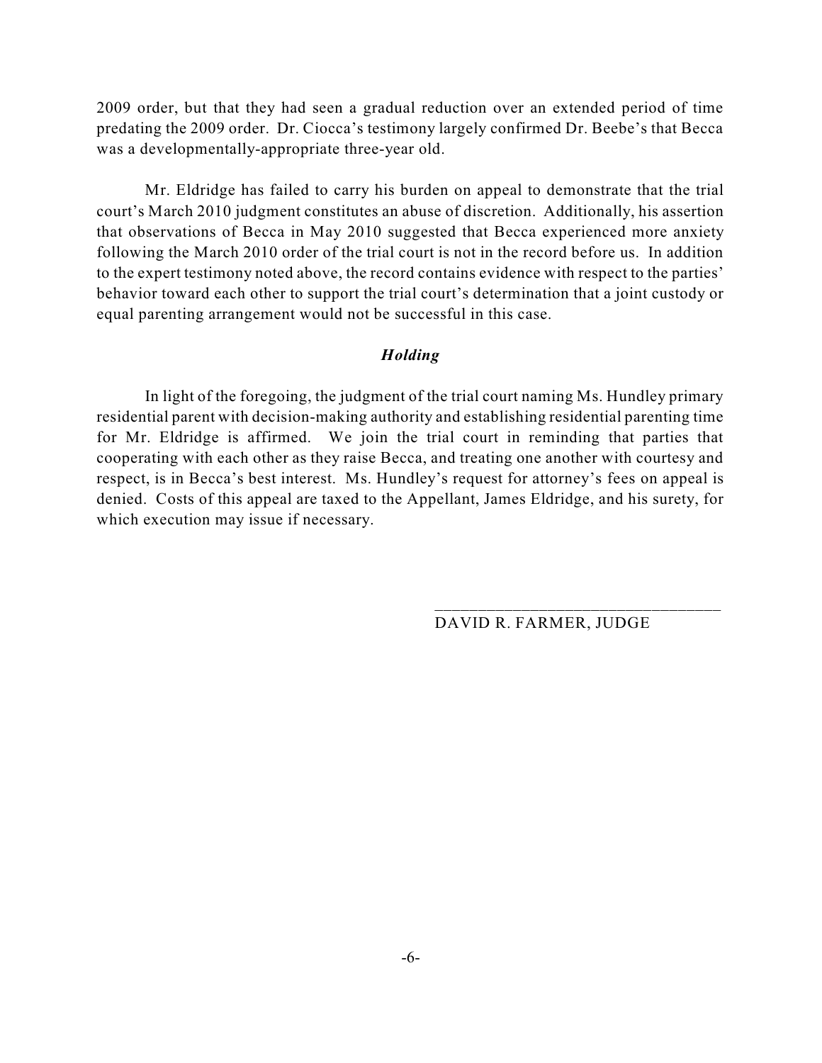2009 order, but that they had seen a gradual reduction over an extended period of time predating the 2009 order. Dr. Ciocca's testimony largely confirmed Dr. Beebe's that Becca was a developmentally-appropriate three-year old.

Mr. Eldridge has failed to carry his burden on appeal to demonstrate that the trial court's March 2010 judgment constitutes an abuse of discretion. Additionally, his assertion that observations of Becca in May 2010 suggested that Becca experienced more anxiety following the March 2010 order of the trial court is not in the record before us. In addition to the expert testimony noted above, the record contains evidence with respect to the parties' behavior toward each other to support the trial court's determination that a joint custody or equal parenting arrangement would not be successful in this case.

### *Holding*

In light of the foregoing, the judgment of the trial court naming Ms. Hundley primary residential parent with decision-making authority and establishing residential parenting time for Mr. Eldridge is affirmed. We join the trial court in reminding that parties that cooperating with each other as they raise Becca, and treating one another with courtesy and respect, is in Becca's best interest. Ms. Hundley's request for attorney's fees on appeal is denied. Costs of this appeal are taxed to the Appellant, James Eldridge, and his surety, for which execution may issue if necessary.

_________________________________

DAVID R. FARMER, JUDGE